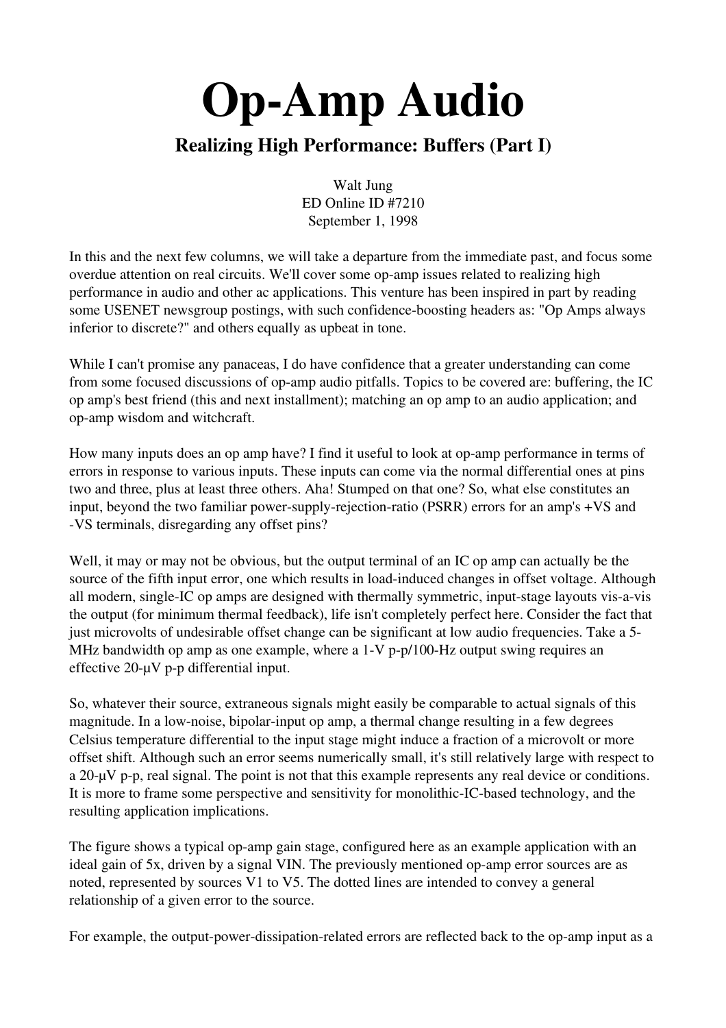# Op-Amp Audio

## Realizing High Performance: Buffers (Part I)

Walt Jung
ED Online ID #7210
September 1, 1998

In this and the next few columns, we will take a departure from the immediate past, and focus some overdue attention on real circuits. We'll cover some op-amp issues related to realizing high performance in audio and other ac applications. This venture has been inspired in part by reading some USENET newsgroup postings, with such confidence-boosting headers as: "Op Amps always inferior to discrete?" and others equally as upbeat in tone.

While I can't promise any panaceas, I do have confidence that a greater understanding can come from some focused discussions of op-amp audio pitfalls. Topics to be covered are: buffering, the IC op amp's best friend (this and next installment); matching an op amp to an audio application; and op-amp wisdom and witchcraft.

How many inputs does an op amp have? I find it useful to look at op-amp performance in terms of errors in response to various inputs. These inputs can come via the normal differential ones at pins two and three, plus at least three others. Aha! Stumped on that one? So, what else constitutes an input, beyond the two familiar power-supply-rejection-ratio (PSRR) errors for an amp's +VS and -VS terminals, disregarding any offset pins?

Well, it may or may not be obvious, but the output terminal of an IC op amp can actually be the source of the fifth input error, one which results in load-induced changes in offset voltage. Although all modern, single-IC op amps are designed with thermally symmetric, input-stage layouts vis-a-vis the output (for minimum thermal feedback), life isn't completely perfect here. Consider the fact that just microvolts of undesirable offset change can be significant at low audio frequencies. Take a 5-MHz bandwidth op amp as one example, where a 1-V p-p/100-Hz output swing requires an effective 20-µV p-p differential input.

So, whatever their source, extraneous signals might easily be comparable to actual signals of this magnitude. In a low-noise, bipolar-input op amp, a thermal change resulting in a few degrees Celsius temperature differential to the input stage might induce a fraction of a microvolt or more offset shift. Although such an error seems numerically small, it's still relatively large with respect to a 20-µV p-p, real signal. The point is not that this example represents any real device or conditions. It is more to frame some perspective and sensitivity for monolithic-IC-based technology, and the resulting application implications.

The figure shows a typical op-amp gain stage, configured here as an example application with an ideal gain of 5x, driven by a signal VIN. The previously mentioned op-amp error sources are as noted, represented by sources V1 to V5. The dotted lines are intended to convey a general relationship of a given error to the source.

For example, the output-power-dissipation-related errors are reflected back to the op-amp input as a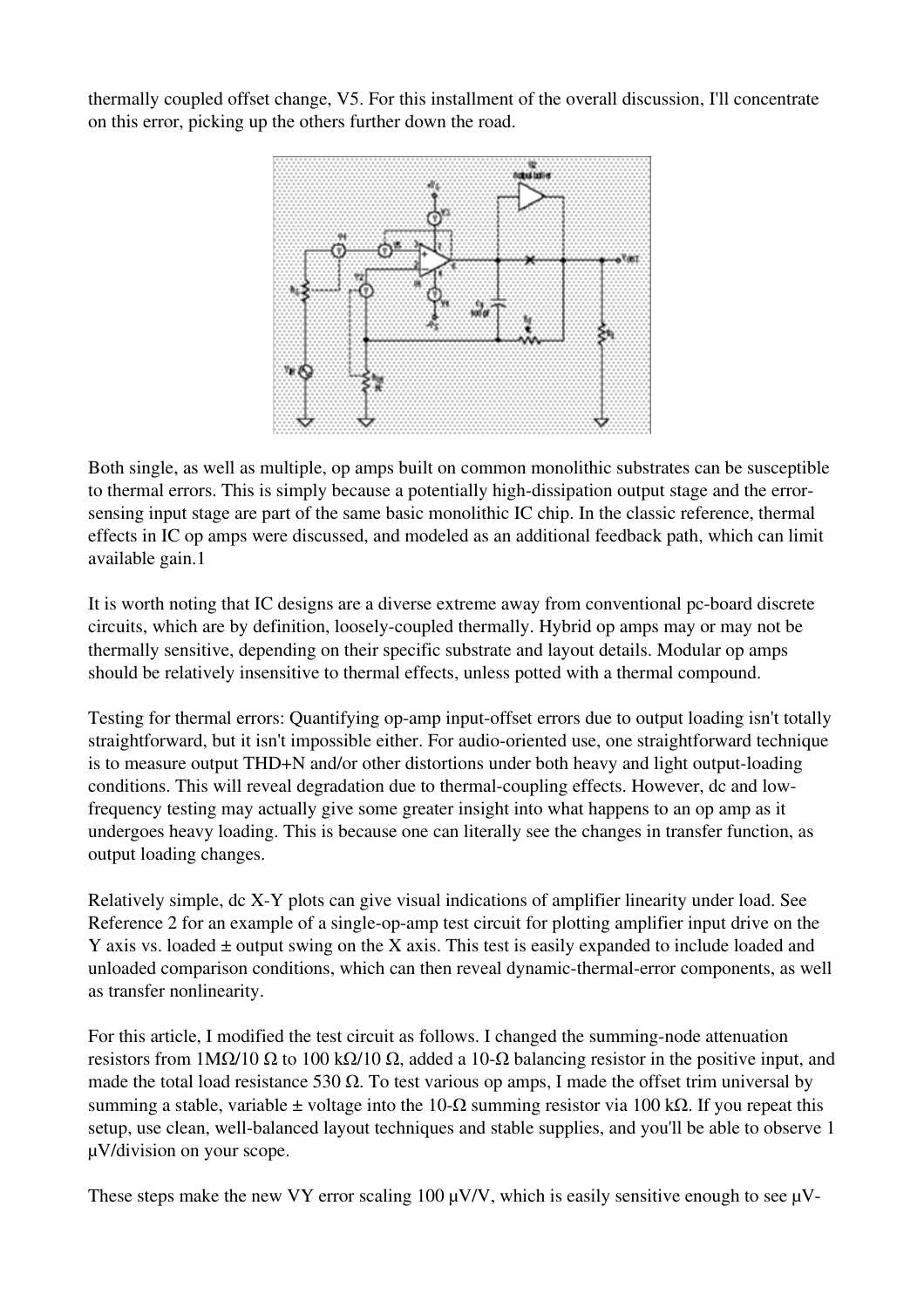thermally coupled offset change, V5. For this installment of the overall discussion, I'll concentrate on this error, picking up the others further down the road.

Both single, as well as multiple, op amps built on common monolithic substrates can be susceptible to thermal errors. This is simply because a potentially high-dissipation output stage and the error-sensing input stage are part of the same basic monolithic IC chip. In the classic reference, thermal effects in IC op amps were discussed, and modeled as an additional feedback path, which can limit available gain.1

It is worth noting that IC designs are a diverse extreme away from conventional pc-board discrete circuits, which are by definition, loosely-coupled thermally. Hybrid op amps may or may not be thermally sensitive, depending on their specific substrate and layout details. Modular op amps should be relatively insensitive to thermal effects, unless potted with a thermal compound.

Testing for thermal errors: Quantifying op-amp input-offset errors due to output loading isn't totally straightforward, but it isn't impossible either. For audio-oriented use, one straightforward technique is to measure output THD+N and/or other distortions under both heavy and light output-loading conditions. This will reveal degradation due to thermal-coupling effects. However, dc and low-frequency testing may actually give some greater insight into what happens to an op amp as it undergoes heavy loading. This is because one can literally see the changes in transfer function, as output loading changes.

Relatively simple, dc X-Y plots can give visual indications of amplifier linearity under load. See Reference 2 for an example of a single-op-amp test circuit for plotting amplifier input drive on the Y axis vs. loaded ± output swing on the X axis. This test is easily expanded to include loaded and unloaded comparison conditions, which can then reveal dynamic-thermal-error components, as well as transfer nonlinearity.

For this article, I modified the test circuit as follows. I changed the summing-node attenuation resistors from 1MΩ/10 Ω to 100 kΩ/10 Ω, added a 10-Ω balancing resistor in the positive input, and made the total load resistance 530 Ω. To test various op amps, I made the offset trim universal by summing a stable, variable ± voltage into the 10-Ω summing resistor via 100 kΩ. If you repeat this setup, use clean, well-balanced layout techniques and stable supplies, and you'll be able to observe 1 μV/division on your scope.

These steps make the new VY error scaling 100 μV/V, which is easily sensitive enough to see μV-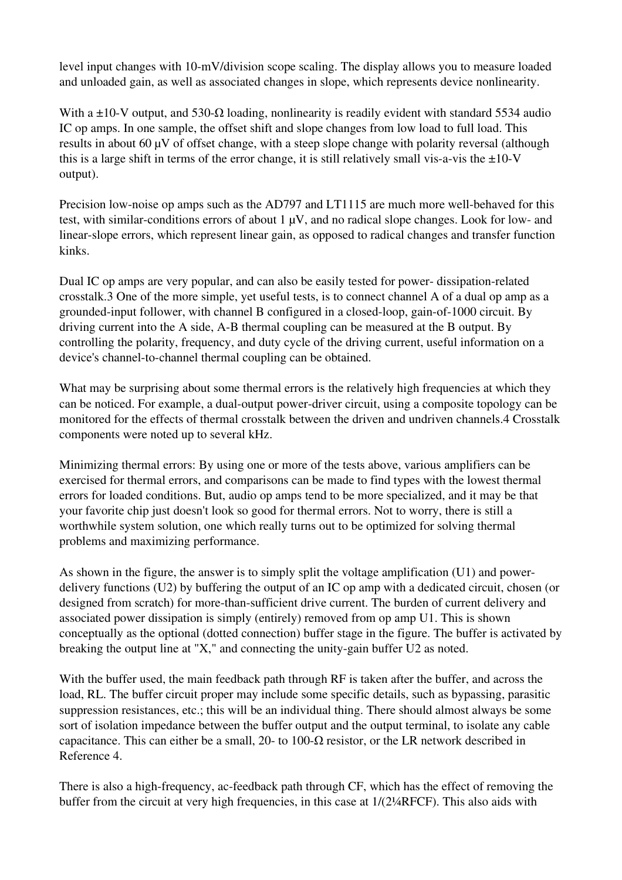level input changes with 10-mV/division scope scaling. The display allows you to measure loaded and unloaded gain, as well as associated changes in slope, which represents device nonlinearity.

With a ±10-V output, and 530-Ω loading, nonlinearity is readily evident with standard 5534 audio IC op amps. In one sample, the offset shift and slope changes from low load to full load. This results in about 60 μV of offset change, with a steep slope change with polarity reversal (although this is a large shift in terms of the error change, it is still relatively small vis-a-vis the ±10-V output).

Precision low-noise op amps such as the AD797 and LT1115 are much more well-behaved for this test, with similar-conditions errors of about 1 μV, and no radical slope changes. Look for low- and linear-slope errors, which represent linear gain, as opposed to radical changes and transfer function kinks.

Dual IC op amps are very popular, and can also be easily tested for power- dissipation-related crosstalk.3 One of the more simple, yet useful tests, is to connect channel A of a dual op amp as a grounded-input follower, with channel B configured in a closed-loop, gain-of-1000 circuit. By driving current into the A side, A-B thermal coupling can be measured at the B output. By controlling the polarity, frequency, and duty cycle of the driving current, useful information on a device's channel-to-channel thermal coupling can be obtained.

What may be surprising about some thermal errors is the relatively high frequencies at which they can be noticed. For example, a dual-output power-driver circuit, using a composite topology can be monitored for the effects of thermal crosstalk between the driven and undriven channels.4 Crosstalk components were noted up to several kHz.

Minimizing thermal errors: By using one or more of the tests above, various amplifiers can be exercised for thermal errors, and comparisons can be made to find types with the lowest thermal errors for loaded conditions. But, audio op amps tend to be more specialized, and it may be that your favorite chip just doesn't look so good for thermal errors. Not to worry, there is still a worthwhile system solution, one which really turns out to be optimized for solving thermal problems and maximizing performance.

As shown in the figure, the answer is to simply split the voltage amplification (U1) and power-delivery functions (U2) by buffering the output of an IC op amp with a dedicated circuit, chosen (or designed from scratch) for more-than-sufficient drive current. The burden of current delivery and associated power dissipation is simply (entirely) removed from op amp U1. This is shown conceptually as the optional (dotted connection) buffer stage in the figure. The buffer is activated by breaking the output line at "X," and connecting the unity-gain buffer U2 as noted.

With the buffer used, the main feedback path through RF is taken after the buffer, and across the load, RL. The buffer circuit proper may include some specific details, such as bypassing, parasitic suppression resistances, etc.; this will be an individual thing. There should almost always be some sort of isolation impedance between the buffer output and the output terminal, to isolate any cable capacitance. This can either be a small, 20- to 100-Ω resistor, or the LR network described in Reference 4.

There is also a high-frequency, ac-feedback path through CF, which has the effect of removing the buffer from the circuit at very high frequencies, in this case at 1/(2¼RFCF). This also aids with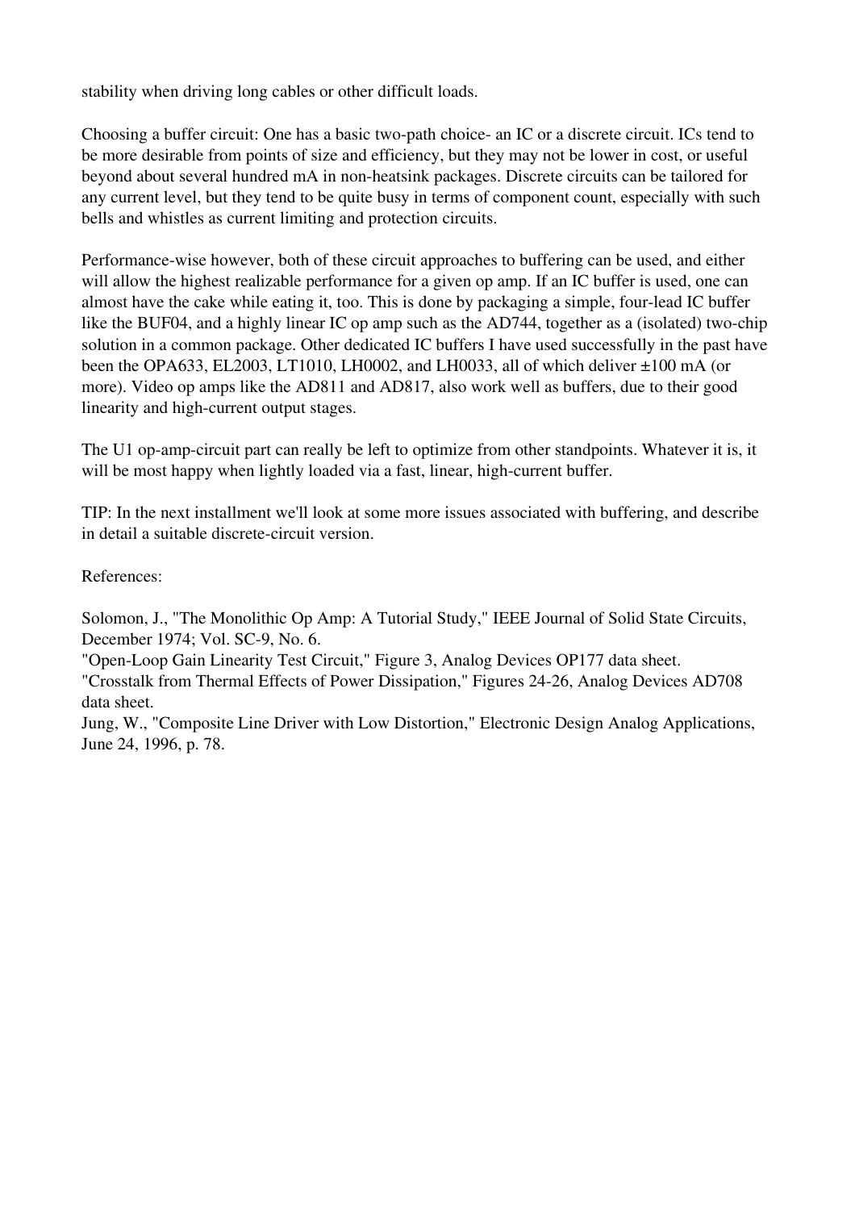stability when driving long cables or other difficult loads.

Choosing a buffer circuit: One has a basic two-path choice- an IC or a discrete circuit. ICs tend to be more desirable from points of size and efficiency, but they may not be lower in cost, or useful beyond about several hundred mA in non-heatsink packages. Discrete circuits can be tailored for any current level, but they tend to be quite busy in terms of component count, especially with such bells and whistles as current limiting and protection circuits.

Performance-wise however, both of these circuit approaches to buffering can be used, and either will allow the highest realizable performance for a given op amp. If an IC buffer is used, one can almost have the cake while eating it, too. This is done by packaging a simple, four-lead IC buffer like the BUF04, and a highly linear IC op amp such as the AD744, together as a (isolated) two-chip solution in a common package. Other dedicated IC buffers I have used successfully in the past have been the OPA633, EL2003, LT1010, LH0002, and LH0033, all of which deliver ±100 mA (or more). Video op amps like the AD811 and AD817, also work well as buffers, due to their good linearity and high-current output stages.

The U1 op-amp-circuit part can really be left to optimize from other standpoints. Whatever it is, it will be most happy when lightly loaded via a fast, linear, high-current buffer.

TIP: In the next installment we'll look at some more issues associated with buffering, and describe in detail a suitable discrete-circuit version.

References:

Solomon, J., "The Monolithic Op Amp: A Tutorial Study," IEEE Journal of Solid State Circuits, December 1974; Vol. SC-9, No. 6.
"Open-Loop Gain Linearity Test Circuit," Figure 3, Analog Devices OP177 data sheet.
"Crosstalk from Thermal Effects of Power Dissipation," Figures 24-26, Analog Devices AD708 data sheet.
Jung, W., "Composite Line Driver with Low Distortion," Electronic Design Analog Applications, June 24, 1996, p. 78.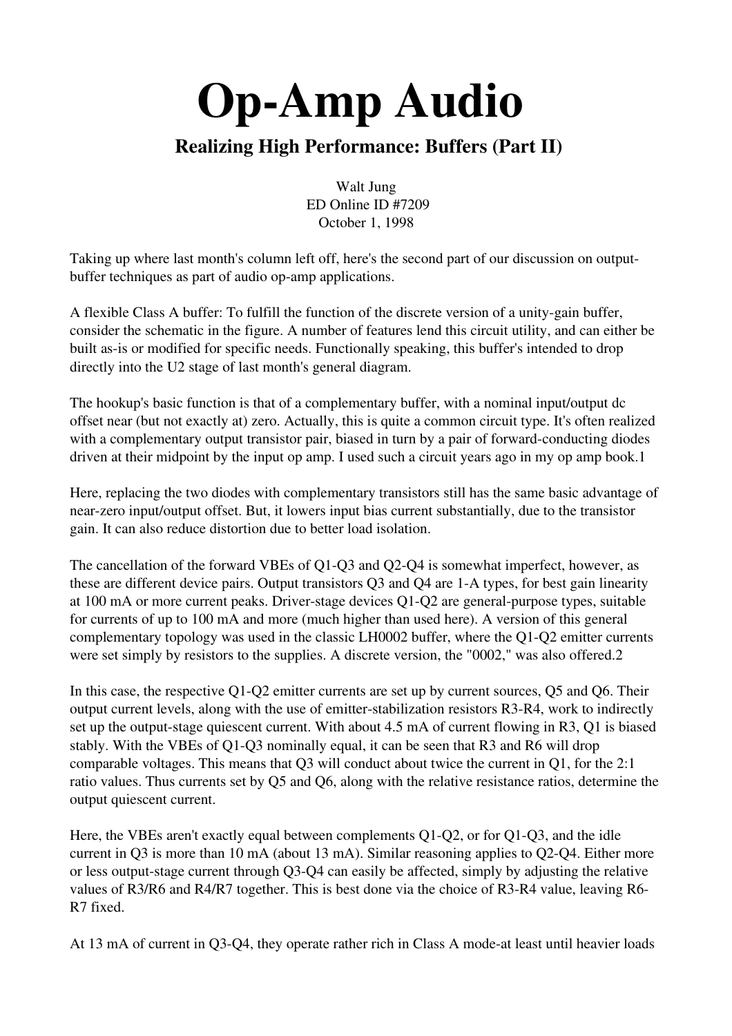# Op-Amp Audio

## Realizing High Performance: Buffers (Part II)

Walt Jung
ED Online ID #7209
October 1, 1998

Taking up where last month's column left off, here's the second part of our discussion on output-buffer techniques as part of audio op-amp applications.

A flexible Class A buffer: To fulfill the function of the discrete version of a unity-gain buffer, consider the schematic in the figure. A number of features lend this circuit utility, and can either be built as-is or modified for specific needs. Functionally speaking, this buffer's intended to drop directly into the U2 stage of last month's general diagram.

The hookup's basic function is that of a complementary buffer, with a nominal input/output dc offset near (but not exactly at) zero. Actually, this is quite a common circuit type. It's often realized with a complementary output transistor pair, biased in turn by a pair of forward-conducting diodes driven at their midpoint by the input op amp. I used such a circuit years ago in my op amp book.1

Here, replacing the two diodes with complementary transistors still has the same basic advantage of near-zero input/output offset. But, it lowers input bias current substantially, due to the transistor gain. It can also reduce distortion due to better load isolation.

The cancellation of the forward VBEs of Q1-Q3 and Q2-Q4 is somewhat imperfect, however, as these are different device pairs. Output transistors Q3 and Q4 are 1-A types, for best gain linearity at 100 mA or more current peaks. Driver-stage devices Q1-Q2 are general-purpose types, suitable for currents of up to 100 mA and more (much higher than used here). A version of this general complementary topology was used in the classic LH0002 buffer, where the Q1-Q2 emitter currents were set simply by resistors to the supplies. A discrete version, the "0002," was also offered.2

In this case, the respective Q1-Q2 emitter currents are set up by current sources, Q5 and Q6. Their output current levels, along with the use of emitter-stabilization resistors R3-R4, work to indirectly set up the output-stage quiescent current. With about 4.5 mA of current flowing in R3, Q1 is biased stably. With the VBEs of Q1-Q3 nominally equal, it can be seen that R3 and R6 will drop comparable voltages. This means that Q3 will conduct about twice the current in Q1, for the 2:1 ratio values. Thus currents set by Q5 and Q6, along with the relative resistance ratios, determine the output quiescent current.

Here, the VBEs aren't exactly equal between complements Q1-Q2, or for Q1-Q3, and the idle current in Q3 is more than 10 mA (about 13 mA). Similar reasoning applies to Q2-Q4. Either more or less output-stage current through Q3-Q4 can easily be affected, simply by adjusting the relative values of R3/R6 and R4/R7 together. This is best done via the choice of R3-R4 value, leaving R6-R7 fixed.

At 13 mA of current in Q3-Q4, they operate rather rich in Class A mode-at least until heavier loads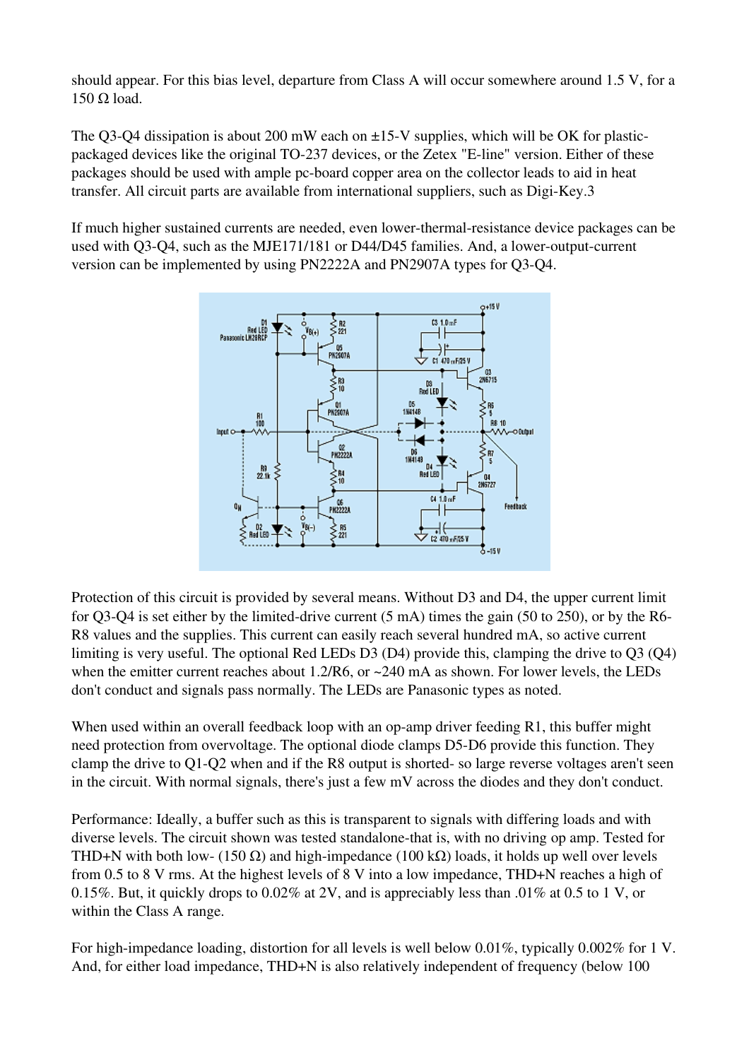should appear. For this bias level, departure from Class A will occur somewhere around 1.5 V, for a 150 Ω load.

The Q3-Q4 dissipation is about 200 mW each on ±15-V supplies, which will be OK for plastic-packaged devices like the original TO-237 devices, or the Zetex "E-line" version. Either of these packages should be used with ample pc-board copper area on the collector leads to aid in heat transfer. All circuit parts are available from international suppliers, such as Digi-Key.3

If much higher sustained currents are needed, even lower-thermal-resistance device packages can be used with Q3-Q4, such as the MJE171/181 or D44/D45 families. And, a lower-output-current version can be implemented by using PN2222A and PN2907A types for Q3-Q4.

Protection of this circuit is provided by several means. Without D3 and D4, the upper current limit for Q3-Q4 is set either by the limited-drive current (5 mA) times the gain (50 to 250), or by the R6-R8 values and the supplies. This current can easily reach several hundred mA, so active current limiting is very useful. The optional Red LEDs D3 (D4) provide this, clamping the drive to Q3 (Q4) when the emitter current reaches about 1.2/R6, or ~240 mA as shown. For lower levels, the LEDs don't conduct and signals pass normally. The LEDs are Panasonic types as noted.

When used within an overall feedback loop with an op-amp driver feeding R1, this buffer might need protection from overvoltage. The optional diode clamps D5-D6 provide this function. They clamp the drive to Q1-Q2 when and if the R8 output is shorted- so large reverse voltages aren't seen in the circuit. With normal signals, there's just a few mV across the diodes and they don't conduct.

Performance: Ideally, a buffer such as this is transparent to signals with differing loads and with diverse levels. The circuit shown was tested standalone-that is, with no driving op amp. Tested for THD+N with both low- (150 Ω) and high-impedance (100 kΩ) loads, it holds up well over levels from 0.5 to 8 V rms. At the highest levels of 8 V into a low impedance, THD+N reaches a high of 0.15%. But, it quickly drops to 0.02% at 2V, and is appreciably less than .01% at 0.5 to 1 V, or within the Class A range.

For high-impedance loading, distortion for all levels is well below 0.01%, typically 0.002% for 1 V. And, for either load impedance, THD+N is also relatively independent of frequency (below 100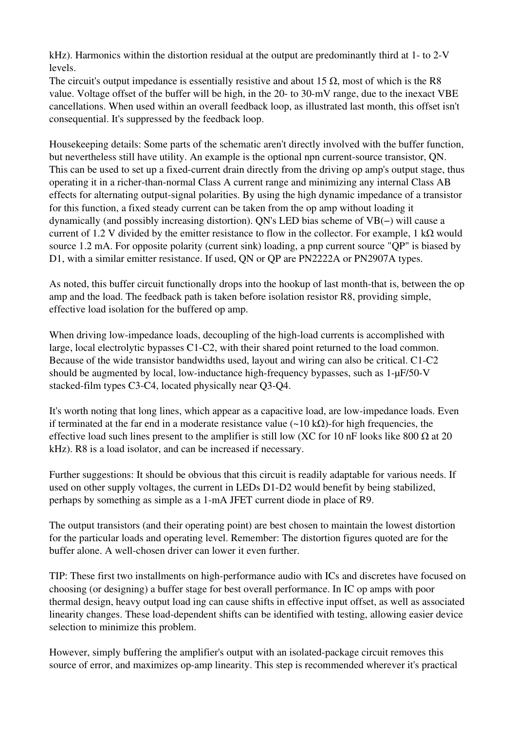kHz). Harmonics within the distortion residual at the output are predominantly third at 1- to 2-V levels.
The circuit's output impedance is essentially resistive and about 15 Ω, most of which is the R8 value. Voltage offset of the buffer will be high, in the 20- to 30-mV range, due to the inexact VBE cancellations. When used within an overall feedback loop, as illustrated last month, this offset isn't consequential. It's suppressed by the feedback loop.

Housekeeping details: Some parts of the schematic aren't directly involved with the buffer function, but nevertheless still have utility. An example is the optional npn current-source transistor, QN. This can be used to set up a fixed-current drain directly from the driving op amp's output stage, thus operating it in a richer-than-normal Class A current range and minimizing any internal Class AB effects for alternating output-signal polarities. By using the high dynamic impedance of a transistor for this function, a fixed steady current can be taken from the op amp without loading it dynamically (and possibly increasing distortion). QN's LED bias scheme of VB(−) will cause a current of 1.2 V divided by the emitter resistance to flow in the collector. For example, 1 kΩ would source 1.2 mA. For opposite polarity (current sink) loading, a pnp current source "QP" is biased by D1, with a similar emitter resistance. If used, QN or QP are PN2222A or PN2907A types.

As noted, this buffer circuit functionally drops into the hookup of last month-that is, between the op amp and the load. The feedback path is taken before isolation resistor R8, providing simple, effective load isolation for the buffered op amp.

When driving low-impedance loads, decoupling of the high-load currents is accomplished with large, local electrolytic bypasses C1-C2, with their shared point returned to the load common. Because of the wide transistor bandwidths used, layout and wiring can also be critical. C1-C2 should be augmented by local, low-inductance high-frequency bypasses, such as 1-µF/50-V stacked-film types C3-C4, located physically near Q3-Q4.

It's worth noting that long lines, which appear as a capacitive load, are low-impedance loads. Even if terminated at the far end in a moderate resistance value (~10 kΩ)-for high frequencies, the effective load such lines present to the amplifier is still low (XC for 10 nF looks like 800 Ω at 20 kHz). R8 is a load isolator, and can be increased if necessary.

Further suggestions: It should be obvious that this circuit is readily adaptable for various needs. If used on other supply voltages, the current in LEDs D1-D2 would benefit by being stabilized, perhaps by something as simple as a 1-mA JFET current diode in place of R9.

The output transistors (and their operating point) are best chosen to maintain the lowest distortion for the particular loads and operating level. Remember: The distortion figures quoted are for the buffer alone. A well-chosen driver can lower it even further.

TIP: These first two installments on high-performance audio with ICs and discretes have focused on choosing (or designing) a buffer stage for best overall performance. In IC op amps with poor thermal design, heavy output load ing can cause shifts in effective input offset, as well as associated linearity changes. These load-dependent shifts can be identified with testing, allowing easier device selection to minimize this problem.

However, simply buffering the amplifier's output with an isolated-package circuit removes this source of error, and maximizes op-amp linearity. This step is recommended wherever it's practical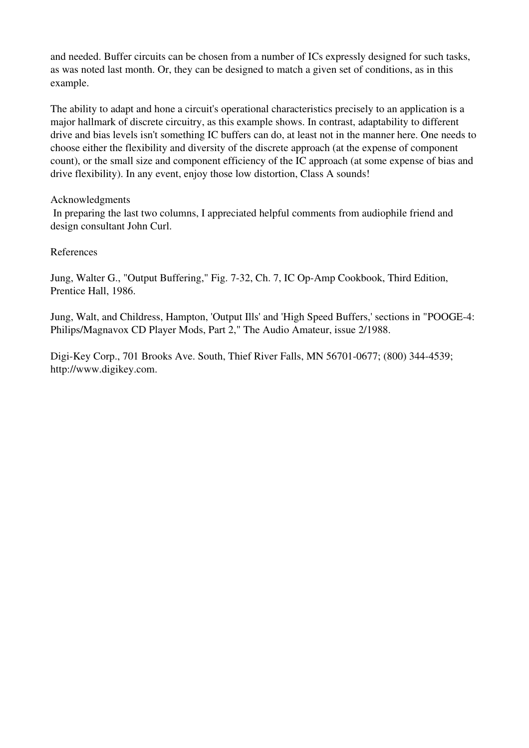and needed. Buffer circuits can be chosen from a number of ICs expressly designed for such tasks, as was noted last month. Or, they can be designed to match a given set of conditions, as in this example.

The ability to adapt and hone a circuit's operational characteristics precisely to an application is a major hallmark of discrete circuitry, as this example shows. In contrast, adaptability to different drive and bias levels isn't something IC buffers can do, at least not in the manner here. One needs to choose either the flexibility and diversity of the discrete approach (at the expense of component count), or the small size and component efficiency of the IC approach (at some expense of bias and drive flexibility). In any event, enjoy those low distortion, Class A sounds!

Acknowledgments

In preparing the last two columns, I appreciated helpful comments from audiophile friend and design consultant John Curl.

References

Jung, Walter G., "Output Buffering," Fig. 7-32, Ch. 7, IC Op-Amp Cookbook, Third Edition, Prentice Hall, 1986.

Jung, Walt, and Childress, Hampton, 'Output Ills' and 'High Speed Buffers,' sections in "POOGE-4: Philips/Magnavox CD Player Mods, Part 2," The Audio Amateur, issue 2/1988.

Digi-Key Corp., 701 Brooks Ave. South, Thief River Falls, MN 56701-0677; (800) 344-4539; http://www.digikey.com.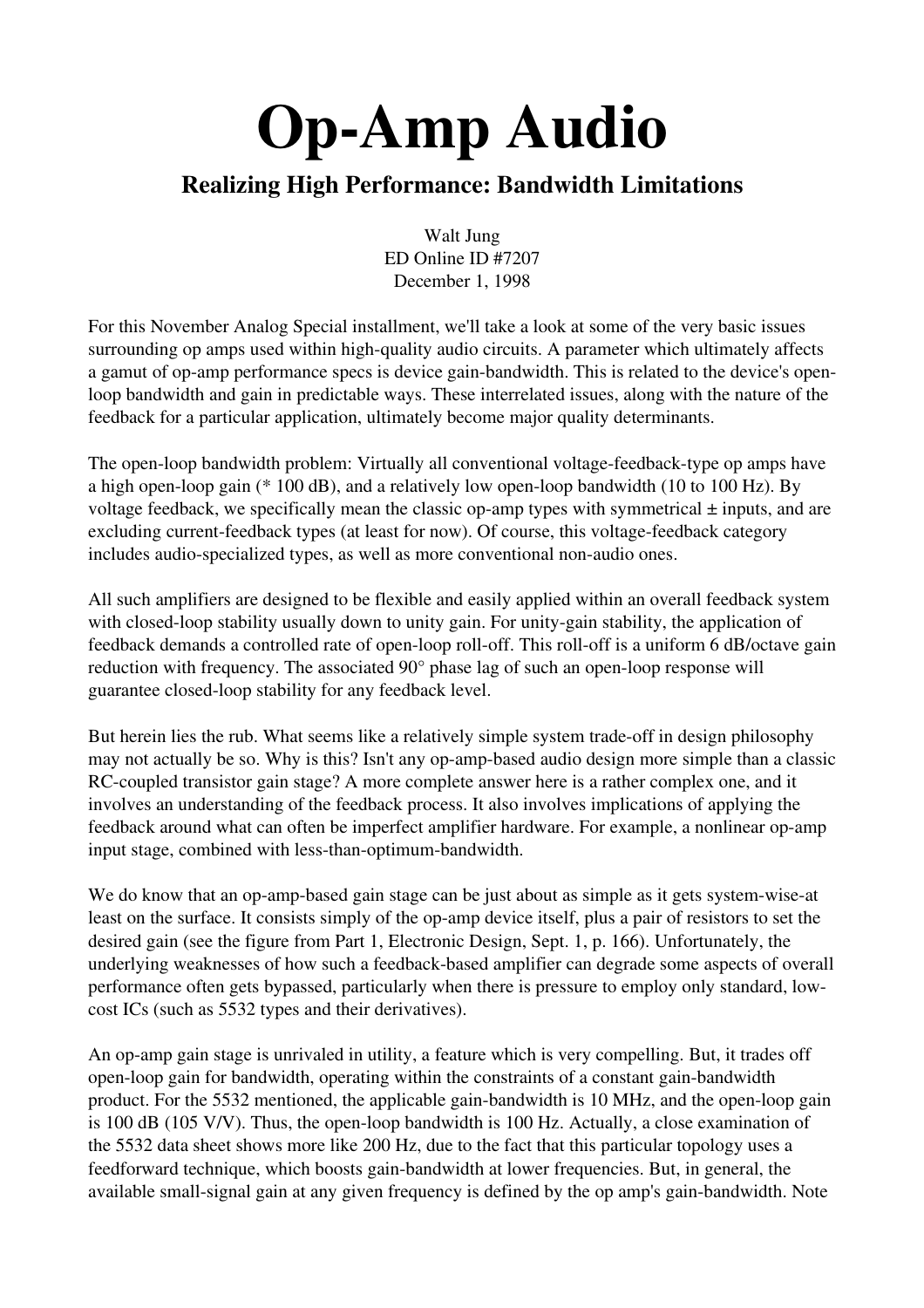# Op-Amp Audio

## Realizing High Performance: Bandwidth Limitations

Walt Jung
ED Online ID #7207
December 1, 1998

For this November Analog Special installment, we'll take a look at some of the very basic issues surrounding op amps used within high-quality audio circuits. A parameter which ultimately affects a gamut of op-amp performance specs is device gain-bandwidth. This is related to the device's open-loop bandwidth and gain in predictable ways. These interrelated issues, along with the nature of the feedback for a particular application, ultimately become major quality determinants.

The open-loop bandwidth problem: Virtually all conventional voltage-feedback-type op amps have a high open-loop gain (* 100 dB), and a relatively low open-loop bandwidth (10 to 100 Hz). By voltage feedback, we specifically mean the classic op-amp types with symmetrical ± inputs, and are excluding current-feedback types (at least for now). Of course, this voltage-feedback category includes audio-specialized types, as well as more conventional non-audio ones.

All such amplifiers are designed to be flexible and easily applied within an overall feedback system with closed-loop stability usually down to unity gain. For unity-gain stability, the application of feedback demands a controlled rate of open-loop roll-off. This roll-off is a uniform 6 dB/octave gain reduction with frequency. The associated 90° phase lag of such an open-loop response will guarantee closed-loop stability for any feedback level.

But herein lies the rub. What seems like a relatively simple system trade-off in design philosophy may not actually be so. Why is this? Isn't any op-amp-based audio design more simple than a classic RC-coupled transistor gain stage? A more complete answer here is a rather complex one, and it involves an understanding of the feedback process. It also involves implications of applying the feedback around what can often be imperfect amplifier hardware. For example, a nonlinear op-amp input stage, combined with less-than-optimum-bandwidth.

We do know that an op-amp-based gain stage can be just about as simple as it gets system-wise-at least on the surface. It consists simply of the op-amp device itself, plus a pair of resistors to set the desired gain (see the figure from Part 1, Electronic Design, Sept. 1, p. 166). Unfortunately, the underlying weaknesses of how such a feedback-based amplifier can degrade some aspects of overall performance often gets bypassed, particularly when there is pressure to employ only standard, low-cost ICs (such as 5532 types and their derivatives).

An op-amp gain stage is unrivaled in utility, a feature which is very compelling. But, it trades off open-loop gain for bandwidth, operating within the constraints of a constant gain-bandwidth product. For the 5532 mentioned, the applicable gain-bandwidth is 10 MHz, and the open-loop gain is 100 dB (105 V/V). Thus, the open-loop bandwidth is 100 Hz. Actually, a close examination of the 5532 data sheet shows more like 200 Hz, due to the fact that this particular topology uses a feedforward technique, which boosts gain-bandwidth at lower frequencies. But, in general, the available small-signal gain at any given frequency is defined by the op amp's gain-bandwidth. Note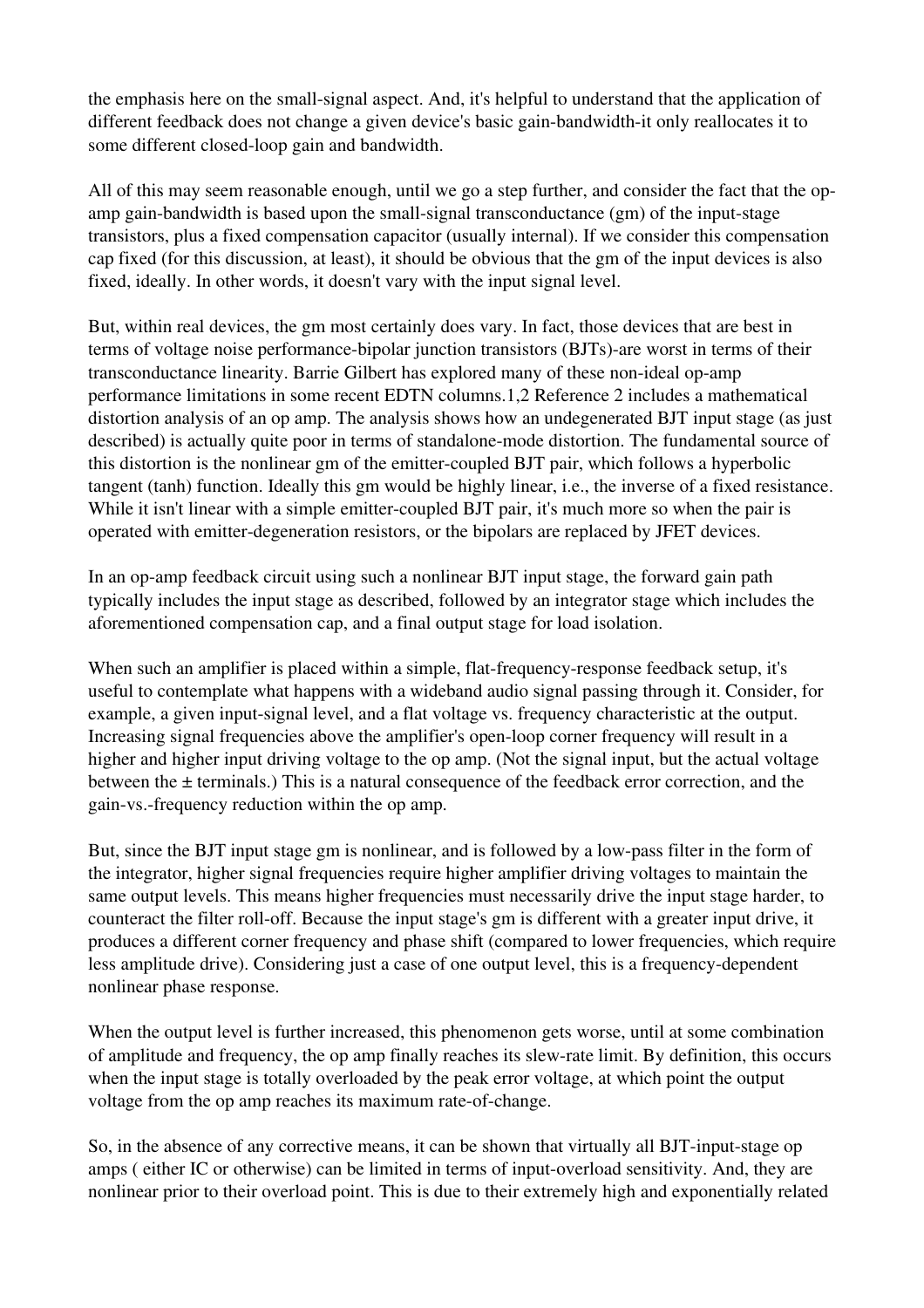the emphasis here on the small-signal aspect. And, it's helpful to understand that the application of different feedback does not change a given device's basic gain-bandwidth-it only reallocates it to some different closed-loop gain and bandwidth.

All of this may seem reasonable enough, until we go a step further, and consider the fact that the op-amp gain-bandwidth is based upon the small-signal transconductance (gm) of the input-stage transistors, plus a fixed compensation capacitor (usually internal). If we consider this compensation cap fixed (for this discussion, at least), it should be obvious that the gm of the input devices is also fixed, ideally. In other words, it doesn't vary with the input signal level.

But, within real devices, the gm most certainly does vary. In fact, those devices that are best in terms of voltage noise performance-bipolar junction transistors (BJTs)-are worst in terms of their transconductance linearity. Barrie Gilbert has explored many of these non-ideal op-amp performance limitations in some recent EDTN columns.[1,2] Reference 2 includes a mathematical distortion analysis of an op amp. The analysis shows how an undegenerated BJT input stage (as just described) is actually quite poor in terms of standalone-mode distortion. The fundamental source of this distortion is the nonlinear gm of the emitter-coupled BJT pair, which follows a hyperbolic tangent (tanh) function. Ideally this gm would be highly linear, i.e., the inverse of a fixed resistance. While it isn't linear with a simple emitter-coupled BJT pair, it's much more so when the pair is operated with emitter-degeneration resistors, or the bipolars are replaced by JFET devices.

In an op-amp feedback circuit using such a nonlinear BJT input stage, the forward gain path typically includes the input stage as described, followed by an integrator stage which includes the aforementioned compensation cap, and a final output stage for load isolation.

When such an amplifier is placed within a simple, flat-frequency-response feedback setup, it's useful to contemplate what happens with a wideband audio signal passing through it. Consider, for example, a given input-signal level, and a flat voltage vs. frequency characteristic at the output. Increasing signal frequencies above the amplifier's open-loop corner frequency will result in a higher and higher input driving voltage to the op amp. (Not the signal input, but the actual voltage between the ± terminals.) This is a natural consequence of the feedback error correction, and the gain-vs.-frequency reduction within the op amp.

But, since the BJT input stage gm is nonlinear, and is followed by a low-pass filter in the form of the integrator, higher signal frequencies require higher amplifier driving voltages to maintain the same output levels. This means higher frequencies must necessarily drive the input stage harder, to counteract the filter roll-off. Because the input stage's gm is different with a greater input drive, it produces a different corner frequency and phase shift (compared to lower frequencies, which require less amplitude drive). Considering just a case of one output level, this is a frequency-dependent nonlinear phase response.

When the output level is further increased, this phenomenon gets worse, until at some combination of amplitude and frequency, the op amp finally reaches its slew-rate limit. By definition, this occurs when the input stage is totally overloaded by the peak error voltage, at which point the output voltage from the op amp reaches its maximum rate-of-change.

So, in the absence of any corrective means, it can be shown that virtually all BJT-input-stage op amps ( either IC or otherwise) can be limited in terms of input-overload sensitivity. And, they are nonlinear prior to their overload point. This is due to their extremely high and exponentially related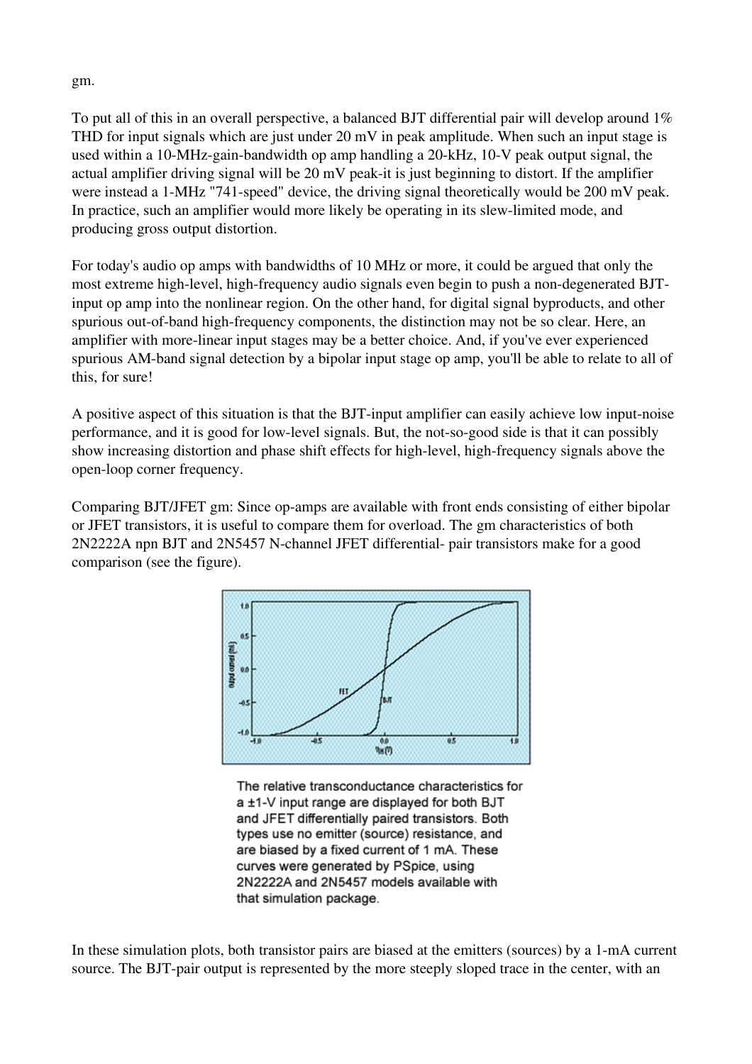gm.

To put all of this in an overall perspective, a balanced BJT differential pair will develop around 1% THD for input signals which are just under 20 mV in peak amplitude. When such an input stage is used within a 10-MHz-gain-bandwidth op amp handling a 20-kHz, 10-V peak output signal, the actual amplifier driving signal will be 20 mV peak-it is just beginning to distort. If the amplifier were instead a 1-MHz "741-speed" device, the driving signal theoretically would be 200 mV peak. In practice, such an amplifier would more likely be operating in its slew-limited mode, and producing gross output distortion.

For today's audio op amps with bandwidths of 10 MHz or more, it could be argued that only the most extreme high-level, high-frequency audio signals even begin to push a non-degenerated BJT-input op amp into the nonlinear region. On the other hand, for digital signal byproducts, and other spurious out-of-band high-frequency components, the distinction may not be so clear. Here, an amplifier with more-linear input stages may be a better choice. And, if you've ever experienced spurious AM-band signal detection by a bipolar input stage op amp, you'll be able to relate to all of this, for sure!

A positive aspect of this situation is that the BJT-input amplifier can easily achieve low input-noise performance, and it is good for low-level signals. But, the not-so-good side is that it can possibly show increasing distortion and phase shift effects for high-level, high-frequency signals above the open-loop corner frequency.

Comparing BJT/JFET gm: Since op-amps are available with front ends consisting of either bipolar or JFET transistors, it is useful to compare them for overload. The gm characteristics of both 2N2222A npn BJT and 2N5457 N-channel JFET differential- pair transistors make for a good comparison (see the figure).

The relative transconductance characteristics for a ±1-V input range are displayed for both BJT and JFET differentially paired transistors. Both types use no emitter (source) resistance, and are biased by a fixed current of 1 mA. These curves were generated by PSpice, using 2N2222A and 2N5457 models available with that simulation package.

In these simulation plots, both transistor pairs are biased at the emitters (sources) by a 1-mA current source. The BJT-pair output is represented by the more steeply sloped trace in the center, with an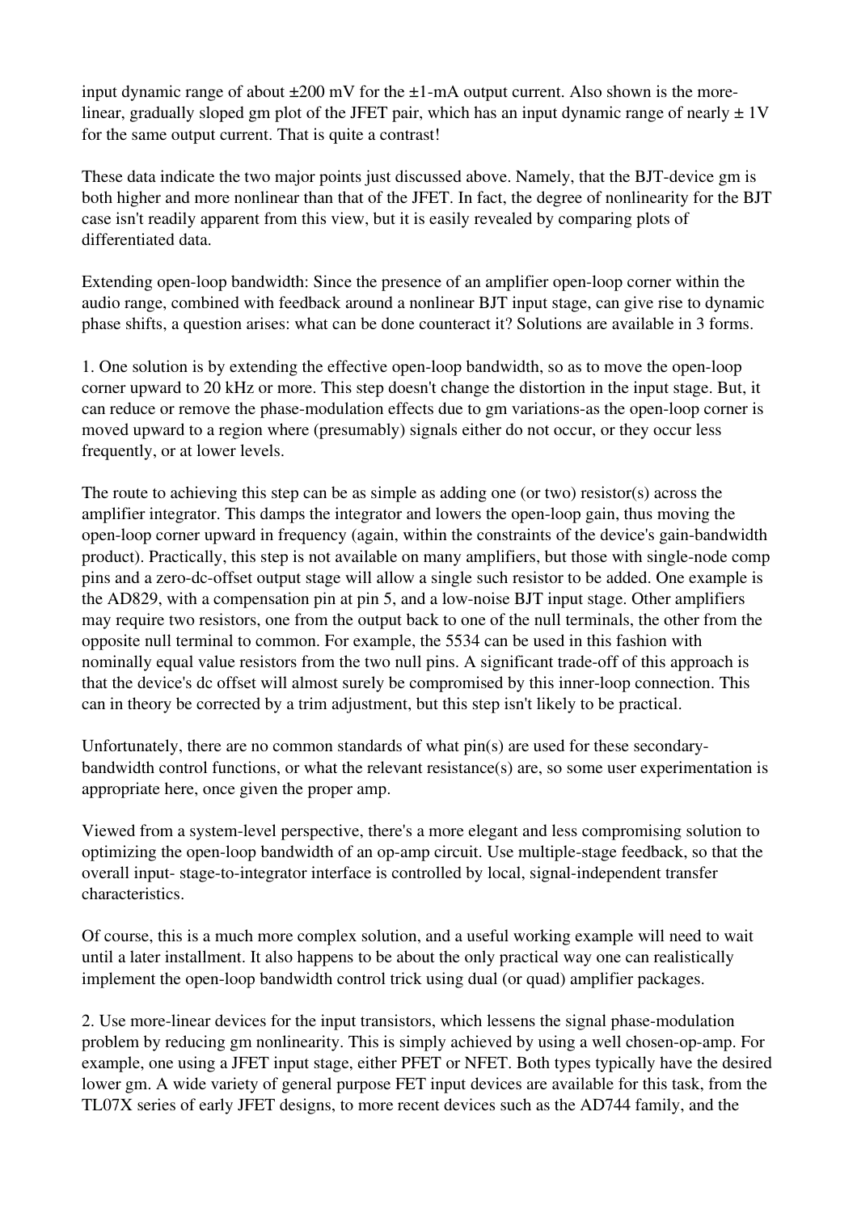input dynamic range of about ±200 mV for the ±1-mA output current. Also shown is the more-linear, gradually sloped gm plot of the JFET pair, which has an input dynamic range of nearly ± 1V for the same output current. That is quite a contrast!

These data indicate the two major points just discussed above. Namely, that the BJT-device gm is both higher and more nonlinear than that of the JFET. In fact, the degree of nonlinearity for the BJT case isn't readily apparent from this view, but it is easily revealed by comparing plots of differentiated data.

Extending open-loop bandwidth: Since the presence of an amplifier open-loop corner within the audio range, combined with feedback around a nonlinear BJT input stage, can give rise to dynamic phase shifts, a question arises: what can be done counteract it? Solutions are available in 3 forms.

1. One solution is by extending the effective open-loop bandwidth, so as to move the open-loop corner upward to 20 kHz or more. This step doesn't change the distortion in the input stage. But, it can reduce or remove the phase-modulation effects due to gm variations-as the open-loop corner is moved upward to a region where (presumably) signals either do not occur, or they occur less frequently, or at lower levels.

The route to achieving this step can be as simple as adding one (or two) resistor(s) across the amplifier integrator. This damps the integrator and lowers the open-loop gain, thus moving the open-loop corner upward in frequency (again, within the constraints of the device's gain-bandwidth product). Practically, this step is not available on many amplifiers, but those with single-node comp pins and a zero-dc-offset output stage will allow a single such resistor to be added. One example is the AD829, with a compensation pin at pin 5, and a low-noise BJT input stage. Other amplifiers may require two resistors, one from the output back to one of the null terminals, the other from the opposite null terminal to common. For example, the 5534 can be used in this fashion with nominally equal value resistors from the two null pins. A significant trade-off of this approach is that the device's dc offset will almost surely be compromised by this inner-loop connection. This can in theory be corrected by a trim adjustment, but this step isn't likely to be practical.

Unfortunately, there are no common standards of what pin(s) are used for these secondary-bandwidth control functions, or what the relevant resistance(s) are, so some user experimentation is appropriate here, once given the proper amp.

Viewed from a system-level perspective, there's a more elegant and less compromising solution to optimizing the open-loop bandwidth of an op-amp circuit. Use multiple-stage feedback, so that the overall input- stage-to-integrator interface is controlled by local, signal-independent transfer characteristics.

Of course, this is a much more complex solution, and a useful working example will need to wait until a later installment. It also happens to be about the only practical way one can realistically implement the open-loop bandwidth control trick using dual (or quad) amplifier packages.

2. Use more-linear devices for the input transistors, which lessens the signal phase-modulation problem by reducing gm nonlinearity. This is simply achieved by using a well chosen-op-amp. For example, one using a JFET input stage, either PFET or NFET. Both types typically have the desired lower gm. A wide variety of general purpose FET input devices are available for this task, from the TL07X series of early JFET designs, to more recent devices such as the AD744 family, and the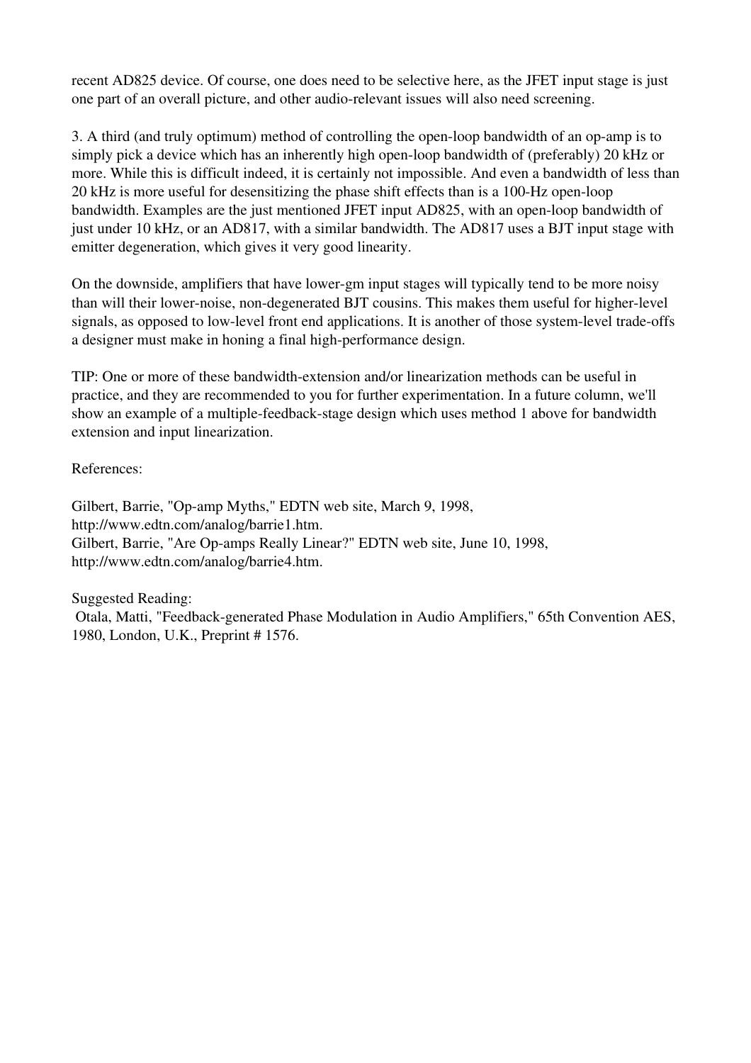recent AD825 device. Of course, one does need to be selective here, as the JFET input stage is just one part of an overall picture, and other audio-relevant issues will also need screening.

3. A third (and truly optimum) method of controlling the open-loop bandwidth of an op-amp is to simply pick a device which has an inherently high open-loop bandwidth of (preferably) 20 kHz or more. While this is difficult indeed, it is certainly not impossible. And even a bandwidth of less than 20 kHz is more useful for desensitizing the phase shift effects than is a 100-Hz open-loop bandwidth. Examples are the just mentioned JFET input AD825, with an open-loop bandwidth of just under 10 kHz, or an AD817, with a similar bandwidth. The AD817 uses a BJT input stage with emitter degeneration, which gives it very good linearity.

On the downside, amplifiers that have lower-gm input stages will typically tend to be more noisy than will their lower-noise, non-degenerated BJT cousins. This makes them useful for higher-level signals, as opposed to low-level front end applications. It is another of those system-level trade-offs a designer must make in honing a final high-performance design.

TIP: One or more of these bandwidth-extension and/or linearization methods can be useful in practice, and they are recommended to you for further experimentation. In a future column, we'll show an example of a multiple-feedback-stage design which uses method 1 above for bandwidth extension and input linearization.

References:

Gilbert, Barrie, "Op-amp Myths," EDTN web site, March 9, 1998, http://www.edtn.com/analog/barrie1.htm.
Gilbert, Barrie, "Are Op-amps Really Linear?" EDTN web site, June 10, 1998, http://www.edtn.com/analog/barrie4.htm.

Suggested Reading:
Otala, Matti, "Feedback-generated Phase Modulation in Audio Amplifiers," 65th Convention AES, 1980, London, U.K., Preprint # 1576.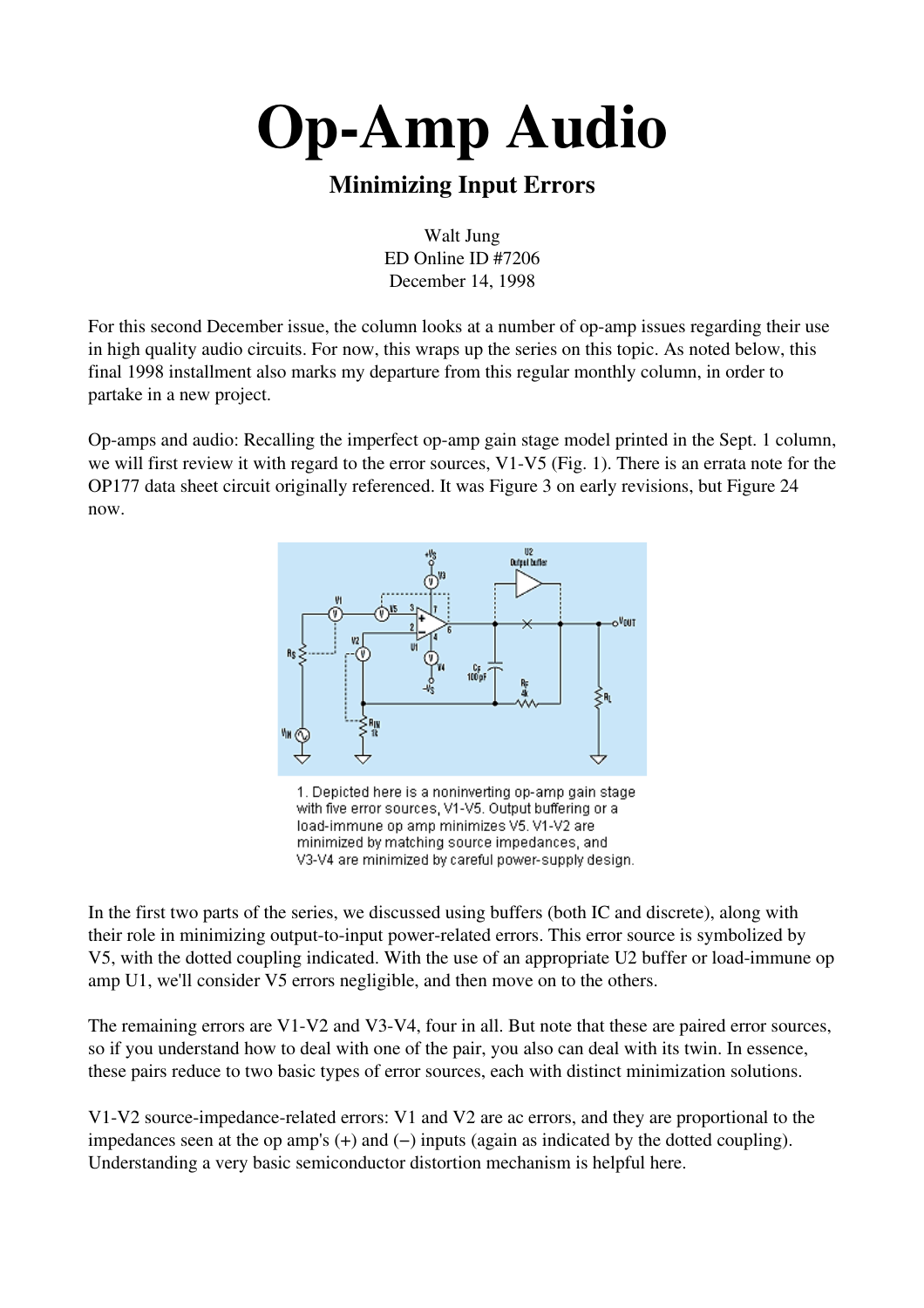# Op-Amp Audio

## Minimizing Input Errors

Walt Jung
ED Online ID #7206
December 14, 1998

For this second December issue, the column looks at a number of op-amp issues regarding their use in high quality audio circuits. For now, this wraps up the series on this topic. As noted below, this final 1998 installment also marks my departure from this regular monthly column, in order to partake in a new project.

Op-amps and audio: Recalling the imperfect op-amp gain stage model printed in the Sept. 1 column, we will first review it with regard to the error sources, V1-V5 (Fig. 1). There is an errata note for the OP177 data sheet circuit originally referenced. It was Figure 3 on early revisions, but Figure 24 now.

1. Depicted here is a noninverting op-amp gain stage with five error sources, V1-V5. Output buffering or a load-immune op amp minimizes V5. V1-V2 are minimized by matching source impedances, and V3-V4 are minimized by careful power-supply design.

In the first two parts of the series, we discussed using buffers (both IC and discrete), along with their role in minimizing output-to-input power-related errors. This error source is symbolized by V5, with the dotted coupling indicated. With the use of an appropriate U2 buffer or load-immune op amp U1, we'll consider V5 errors negligible, and then move on to the others.

The remaining errors are V1-V2 and V3-V4, four in all. But note that these are paired error sources, so if you understand how to deal with one of the pair, you also can deal with its twin. In essence, these pairs reduce to two basic types of error sources, each with distinct minimization solutions.

V1-V2 source-impedance-related errors: V1 and V2 are ac errors, and they are proportional to the impedances seen at the op amp's (+) and (−) inputs (again as indicated by the dotted coupling). Understanding a very basic semiconductor distortion mechanism is helpful here.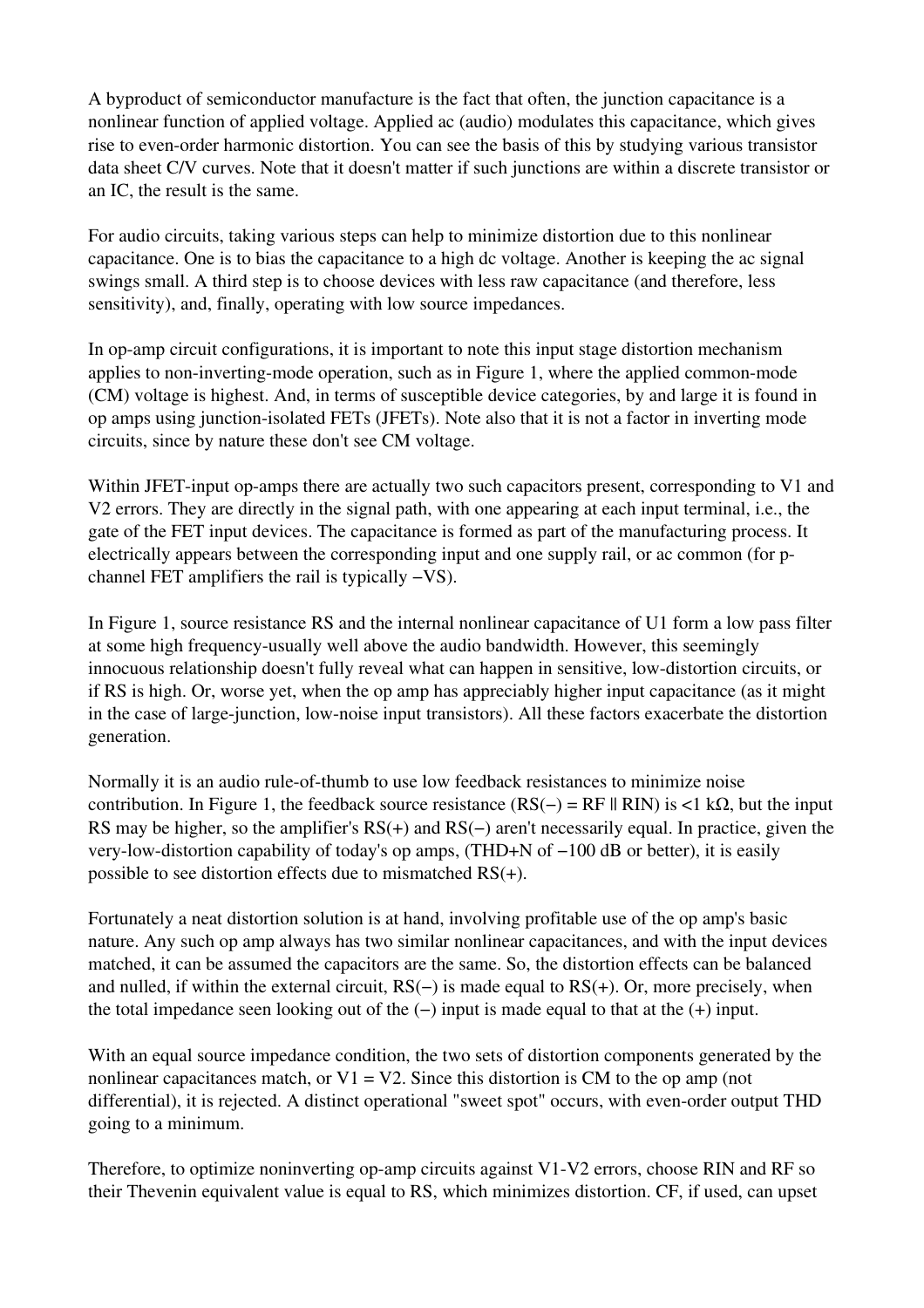A byproduct of semiconductor manufacture is the fact that often, the junction capacitance is a nonlinear function of applied voltage. Applied ac (audio) modulates this capacitance, which gives rise to even-order harmonic distortion. You can see the basis of this by studying various transistor data sheet C/V curves. Note that it doesn't matter if such junctions are within a discrete transistor or an IC, the result is the same.

For audio circuits, taking various steps can help to minimize distortion due to this nonlinear capacitance. One is to bias the capacitance to a high dc voltage. Another is keeping the ac signal swings small. A third step is to choose devices with less raw capacitance (and therefore, less sensitivity), and, finally, operating with low source impedances.

In op-amp circuit configurations, it is important to note this input stage distortion mechanism applies to non-inverting-mode operation, such as in Figure 1, where the applied common-mode (CM) voltage is highest. And, in terms of susceptible device categories, by and large it is found in op amps using junction-isolated FETs (JFETs). Note also that it is not a factor in inverting mode circuits, since by nature these don't see CM voltage.

Within JFET-input op-amps there are actually two such capacitors present, corresponding to V1 and V2 errors. They are directly in the signal path, with one appearing at each input terminal, i.e., the gate of the FET input devices. The capacitance is formed as part of the manufacturing process. It electrically appears between the corresponding input and one supply rail, or ac common (for p-channel FET amplifiers the rail is typically −VS).

In Figure 1, source resistance RS and the internal nonlinear capacitance of U1 form a low pass filter at some high frequency-usually well above the audio bandwidth. However, this seemingly innocuous relationship doesn't fully reveal what can happen in sensitive, low-distortion circuits, or if RS is high. Or, worse yet, when the op amp has appreciably higher input capacitance (as it might in the case of large-junction, low-noise input transistors). All these factors exacerbate the distortion generation.

Normally it is an audio rule-of-thumb to use low feedback resistances to minimize noise contribution. In Figure 1, the feedback source resistance (RS(−) = RF || RIN) is <1 kΩ, but the input RS may be higher, so the amplifier's RS(+) and RS(−) aren't necessarily equal. In practice, given the very-low-distortion capability of today's op amps, (THD+N of −100 dB or better), it is easily possible to see distortion effects due to mismatched RS(+).

Fortunately a neat distortion solution is at hand, involving profitable use of the op amp's basic nature. Any such op amp always has two similar nonlinear capacitances, and with the input devices matched, it can be assumed the capacitors are the same. So, the distortion effects can be balanced and nulled, if within the external circuit, RS(−) is made equal to RS(+). Or, more precisely, when the total impedance seen looking out of the (−) input is made equal to that at the (+) input.

With an equal source impedance condition, the two sets of distortion components generated by the nonlinear capacitances match, or V1 = V2. Since this distortion is CM to the op amp (not differential), it is rejected. A distinct operational "sweet spot" occurs, with even-order output THD going to a minimum.

Therefore, to optimize noninverting op-amp circuits against V1-V2 errors, choose RIN and RF so their Thevenin equivalent value is equal to RS, which minimizes distortion. CF, if used, can upset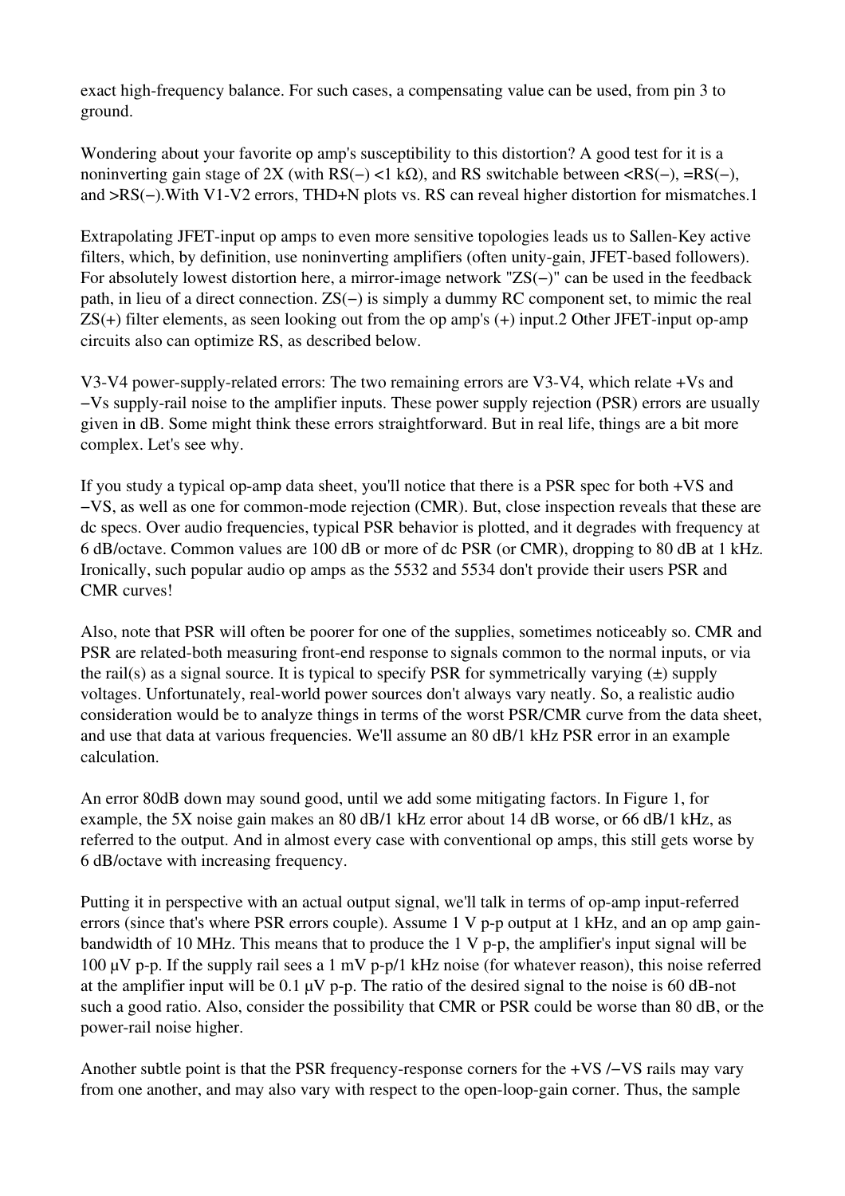exact high-frequency balance. For such cases, a compensating value can be used, from pin 3 to ground.

Wondering about your favorite op amp's susceptibility to this distortion? A good test for it is a noninverting gain stage of 2X (with RS(−) <1 kΩ), and RS switchable between <RS(−), =RS(−), and >RS(−).With V1-V2 errors, THD+N plots vs. RS can reveal higher distortion for mismatches.1

Extrapolating JFET-input op amps to even more sensitive topologies leads us to Sallen-Key active filters, which, by definition, use noninverting amplifiers (often unity-gain, JFET-based followers). For absolutely lowest distortion here, a mirror-image network "ZS(−)" can be used in the feedback path, in lieu of a direct connection. ZS(−) is simply a dummy RC component set, to mimic the real ZS(+) filter elements, as seen looking out from the op amp's (+) input.2 Other JFET-input op-amp circuits also can optimize RS, as described below.

V3-V4 power-supply-related errors: The two remaining errors are V3-V4, which relate +Vs and −Vs supply-rail noise to the amplifier inputs. These power supply rejection (PSR) errors are usually given in dB. Some might think these errors straightforward. But in real life, things are a bit more complex. Let's see why.

If you study a typical op-amp data sheet, you'll notice that there is a PSR spec for both +VS and −VS, as well as one for common-mode rejection (CMR). But, close inspection reveals that these are dc specs. Over audio frequencies, typical PSR behavior is plotted, and it degrades with frequency at 6 dB/octave. Common values are 100 dB or more of dc PSR (or CMR), dropping to 80 dB at 1 kHz. Ironically, such popular audio op amps as the 5532 and 5534 don't provide their users PSR and CMR curves!

Also, note that PSR will often be poorer for one of the supplies, sometimes noticeably so. CMR and PSR are related-both measuring front-end response to signals common to the normal inputs, or via the rail(s) as a signal source. It is typical to specify PSR for symmetrically varying (±) supply voltages. Unfortunately, real-world power sources don't always vary neatly. So, a realistic audio consideration would be to analyze things in terms of the worst PSR/CMR curve from the data sheet, and use that data at various frequencies. We'll assume an 80 dB/1 kHz PSR error in an example calculation.

An error 80dB down may sound good, until we add some mitigating factors. In Figure 1, for example, the 5X noise gain makes an 80 dB/1 kHz error about 14 dB worse, or 66 dB/1 kHz, as referred to the output. And in almost every case with conventional op amps, this still gets worse by 6 dB/octave with increasing frequency.

Putting it in perspective with an actual output signal, we'll talk in terms of op-amp input-referred errors (since that's where PSR errors couple). Assume 1 V p-p output at 1 kHz, and an op amp gain-bandwidth of 10 MHz. This means that to produce the 1 V p-p, the amplifier's input signal will be 100 µV p-p. If the supply rail sees a 1 mV p-p/1 kHz noise (for whatever reason), this noise referred at the amplifier input will be 0.1 µV p-p. The ratio of the desired signal to the noise is 60 dB-not such a good ratio. Also, consider the possibility that CMR or PSR could be worse than 80 dB, or the power-rail noise higher.

Another subtle point is that the PSR frequency-response corners for the +VS /−VS rails may vary from one another, and may also vary with respect to the open-loop-gain corner. Thus, the sample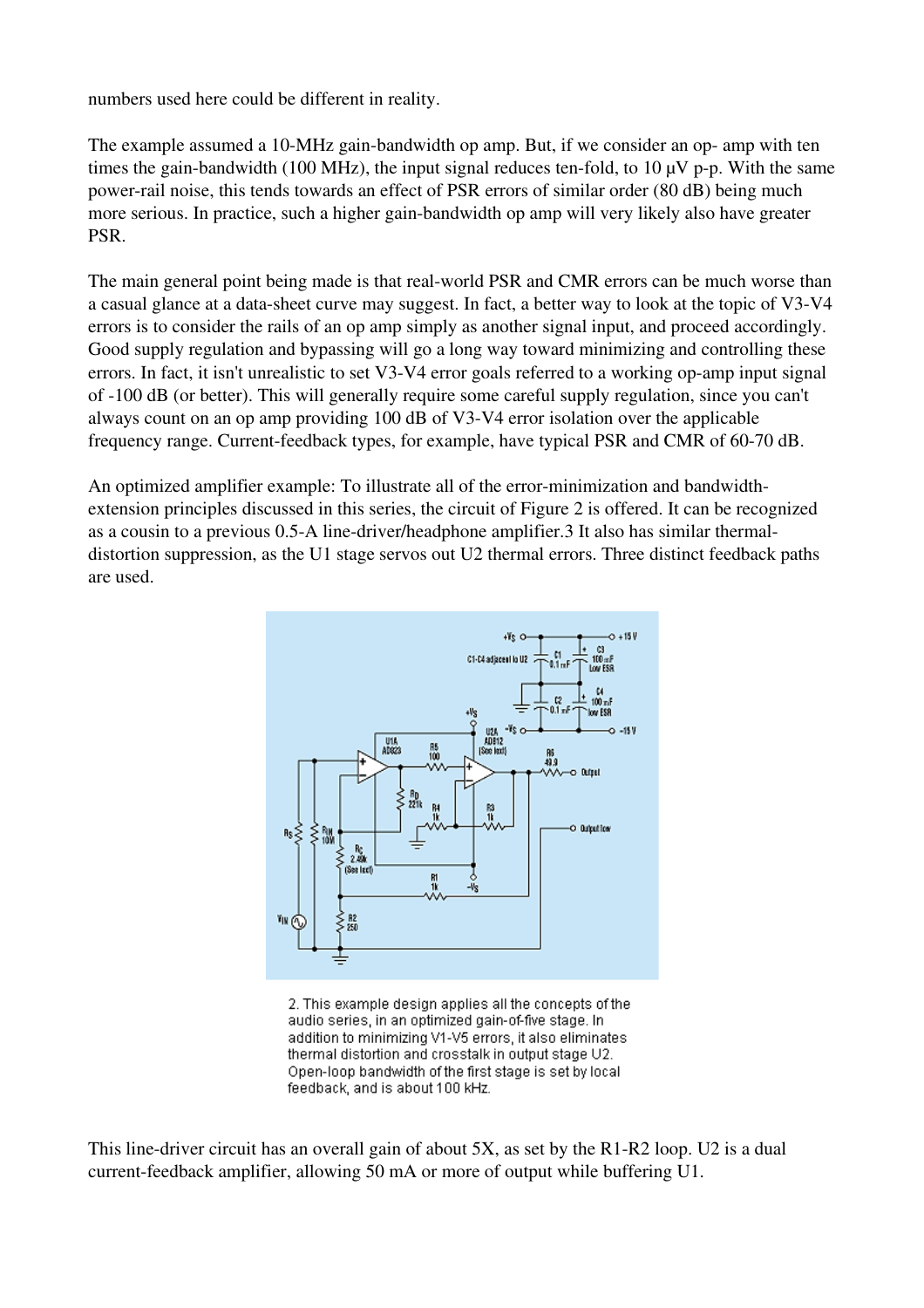numbers used here could be different in reality.

The example assumed a 10-MHz gain-bandwidth op amp. But, if we consider an op- amp with ten times the gain-bandwidth (100 MHz), the input signal reduces ten-fold, to 10 µV p-p. With the same power-rail noise, this tends towards an effect of PSR errors of similar order (80 dB) being much more serious. In practice, such a higher gain-bandwidth op amp will very likely also have greater PSR.

The main general point being made is that real-world PSR and CMR errors can be much worse than a casual glance at a data-sheet curve may suggest. In fact, a better way to look at the topic of V3-V4 errors is to consider the rails of an op amp simply as another signal input, and proceed accordingly. Good supply regulation and bypassing will go a long way toward minimizing and controlling these errors. In fact, it isn't unrealistic to set V3-V4 error goals referred to a working op-amp input signal of -100 dB (or better). This will generally require some careful supply regulation, since you can't always count on an op amp providing 100 dB of V3-V4 error isolation over the applicable frequency range. Current-feedback types, for example, have typical PSR and CMR of 60-70 dB.

An optimized amplifier example: To illustrate all of the error-minimization and bandwidth-extension principles discussed in this series, the circuit of Figure 2 is offered. It can be recognized as a cousin to a previous 0.5-A line-driver/headphone amplifier.3 It also has similar thermal-distortion suppression, as the U1 stage servos out U2 thermal errors. Three distinct feedback paths are used.

2. This example design applies all the concepts of the audio series, in an optimized gain-of-five stage. In addition to minimizing V1-V5 errors, it also eliminates thermal distortion and crosstalk in output stage U2. Open-loop bandwidth of the first stage is set by local feedback, and is about 100 kHz.

This line-driver circuit has an overall gain of about 5X, as set by the R1-R2 loop. U2 is a dual current-feedback amplifier, allowing 50 mA or more of output while buffering U1.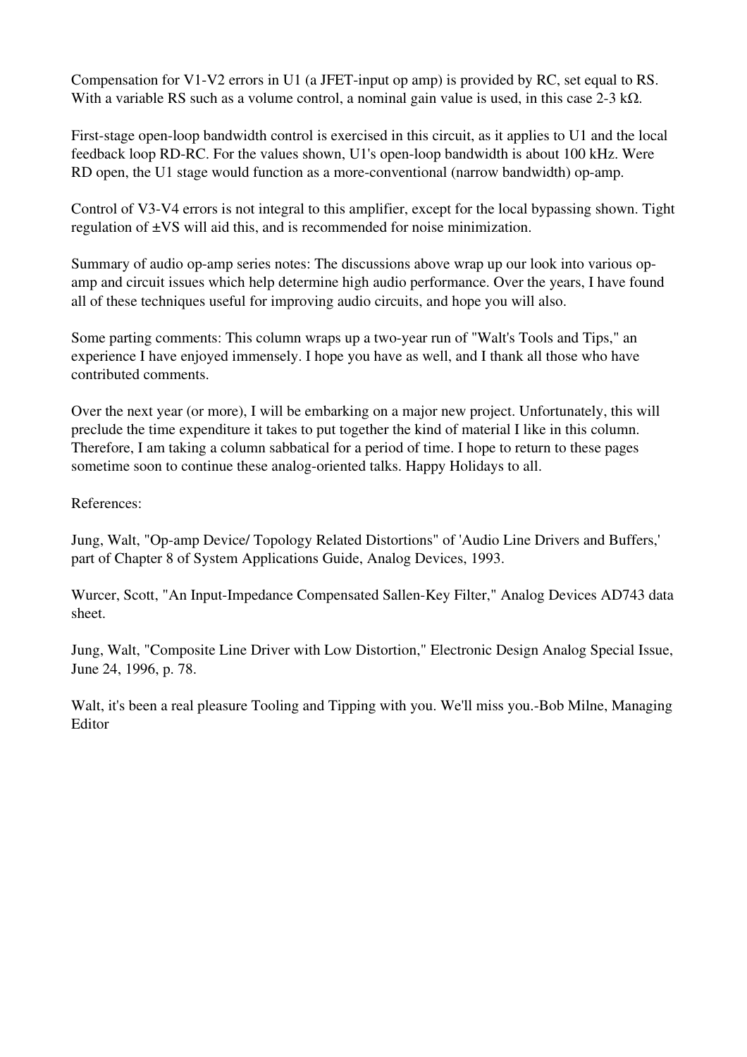Compensation for V1-V2 errors in U1 (a JFET-input op amp) is provided by RC, set equal to RS. With a variable RS such as a volume control, a nominal gain value is used, in this case 2-3 kΩ.

First-stage open-loop bandwidth control is exercised in this circuit, as it applies to U1 and the local feedback loop RD-RC. For the values shown, U1's open-loop bandwidth is about 100 kHz. Were RD open, the U1 stage would function as a more-conventional (narrow bandwidth) op-amp.

Control of V3-V4 errors is not integral to this amplifier, except for the local bypassing shown. Tight regulation of ±VS will aid this, and is recommended for noise minimization.

Summary of audio op-amp series notes: The discussions above wrap up our look into various op-amp and circuit issues which help determine high audio performance. Over the years, I have found all of these techniques useful for improving audio circuits, and hope you will also.

Some parting comments: This column wraps up a two-year run of "Walt's Tools and Tips," an experience I have enjoyed immensely. I hope you have as well, and I thank all those who have contributed comments.

Over the next year (or more), I will be embarking on a major new project. Unfortunately, this will preclude the time expenditure it takes to put together the kind of material I like in this column. Therefore, I am taking a column sabbatical for a period of time. I hope to return to these pages sometime soon to continue these analog-oriented talks. Happy Holidays to all.

References:

Jung, Walt, "Op-amp Device/ Topology Related Distortions" of 'Audio Line Drivers and Buffers,' part of Chapter 8 of System Applications Guide, Analog Devices, 1993.

Wurcer, Scott, "An Input-Impedance Compensated Sallen-Key Filter," Analog Devices AD743 data sheet.

Jung, Walt, "Composite Line Driver with Low Distortion," Electronic Design Analog Special Issue, June 24, 1996, p. 78.

Walt, it's been a real pleasure Tooling and Tipping with you. We'll miss you.-Bob Milne, Managing Editor